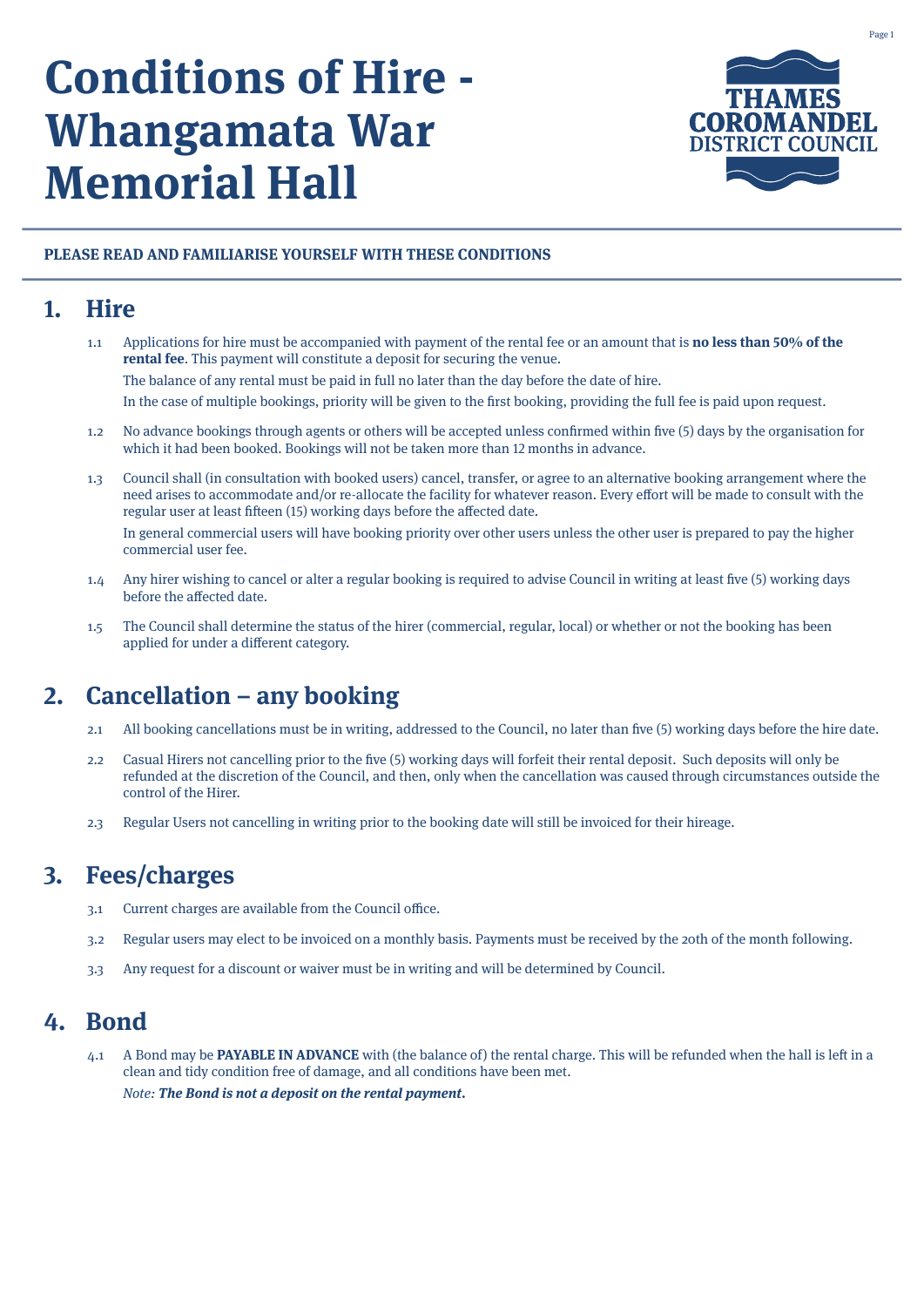# Conditions of Hire - Whangamata War Memorial Hall

THAMES COROMANDEL DISTRICT COUNCIL

**PLEASE READ AND FAMILIARISE YOURSELF WITH THESE CONDITIONS**

## 1. Hire

1.1 Applications for hire must be accompanied with payment of the rental fee or an amount that is **no less than 50% of the rental fee**. This payment will constitute a deposit for securing the venue.

The balance of any rental must be paid in full no later than the day before the date of hire.

In the case of multiple bookings, priority will be given to the first booking, providing the full fee is paid upon request.

1.2 No advance bookings through agents or others will be accepted unless confirmed within five (5) days by the organisation for which it had been booked. Bookings will not be taken more than 12 months in advance.

1.3 Council shall (in consultation with booked users) cancel, transfer, or agree to an alternative booking arrangement where the need arises to accommodate and/or re-allocate the facility for whatever reason. Every effort will be made to consult with the regular user at least fifteen (15) working days before the affected date.

In general commercial users will have booking priority over other users unless the other user is prepared to pay the higher commercial user fee.

1.4 Any hirer wishing to cancel or alter a regular booking is required to advise Council in writing at least five (5) working days before the affected date.

1.5 The Council shall determine the status of the hirer (commercial, regular, local) or whether or not the booking has been applied for under a different category.

## 2. Cancellation – any booking

2.1 All booking cancellations must be in writing, addressed to the Council, no later than five (5) working days before the hire date.

2.2 Casual Hirers not cancelling prior to the five (5) working days will forfeit their rental deposit. Such deposits will only be refunded at the discretion of the Council, and then, only when the cancellation was caused through circumstances outside the control of the Hirer.

2.3 Regular Users not cancelling in writing prior to the booking date will still be invoiced for their hireage.

## 3. Fees/charges

3.1 Current charges are available from the Council office.

3.2 Regular users may elect to be invoiced on a monthly basis. Payments must be received by the 20th of the month following.

3.3 Any request for a discount or waiver must be in writing and will be determined by Council.

## 4. Bond

4.1 A Bond may be **PAYABLE IN ADVANCE** with (the balance of) the rental charge. This will be refunded when the hall is left in a clean and tidy condition free of damage, and all conditions have been met.

*Note: **The Bond is not a deposit on the rental payment.***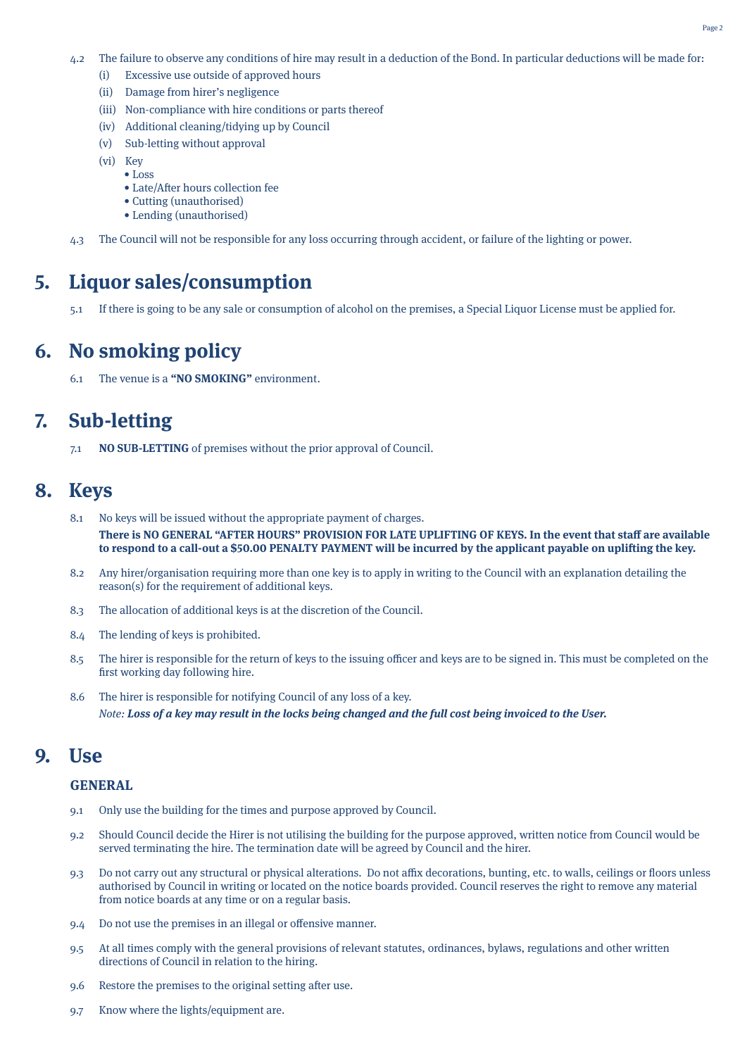4.2 The failure to observe any conditions of hire may result in a deduction of the Bond. In particular deductions will be made for:

- (i) Excessive use outside of approved hours
- (ii) Damage from hirer's negligence
- (iii) Non-compliance with hire conditions or parts thereof
- (iv) Additional cleaning/tidying up by Council
- (v) Sub-letting without approval
- (vi) Key
  - Loss
  - Late/After hours collection fee
  - Cutting (unauthorised)
  - Lending (unauthorised)

4.3 The Council will not be responsible for any loss occurring through accident, or failure of the lighting or power.

## 5. Liquor sales/consumption

5.1 If there is going to be any sale or consumption of alcohol on the premises, a Special Liquor License must be applied for.

## 6. No smoking policy

6.1 The venue is a **"NO SMOKING"** environment.

## 7. Sub-letting

7.1 **NO SUB-LETTING** of premises without the prior approval of Council.

## 8. Keys

8.1 No keys will be issued without the appropriate payment of charges.
**There is NO GENERAL "AFTER HOURS" PROVISION FOR LATE UPLIFTING OF KEYS. In the event that staff are available to respond to a call-out a $50.00 PENALTY PAYMENT will be incurred by the applicant payable on uplifting the key.**

8.2 Any hirer/organisation requiring more than one key is to apply in writing to the Council with an explanation detailing the reason(s) for the requirement of additional keys.

8.3 The allocation of additional keys is at the discretion of the Council.

8.4 The lending of keys is prohibited.

8.5 The hirer is responsible for the return of keys to the issuing officer and keys are to be signed in. This must be completed on the first working day following hire.

8.6 The hirer is responsible for notifying Council of any loss of a key.
*Note:* ***Loss of a key may result in the locks being changed and the full cost being invoiced to the User.***

## 9. Use

### GENERAL

9.1 Only use the building for the times and purpose approved by Council.

9.2 Should Council decide the Hirer is not utilising the building for the purpose approved, written notice from Council would be served terminating the hire. The termination date will be agreed by Council and the hirer.

9.3 Do not carry out any structural or physical alterations. Do not affix decorations, bunting, etc. to walls, ceilings or floors unless authorised by Council in writing or located on the notice boards provided. Council reserves the right to remove any material from notice boards at any time or on a regular basis.

9.4 Do not use the premises in an illegal or offensive manner.

9.5 At all times comply with the general provisions of relevant statutes, ordinances, bylaws, regulations and other written directions of Council in relation to the hiring.

9.6 Restore the premises to the original setting after use.

9.7 Know where the lights/equipment are.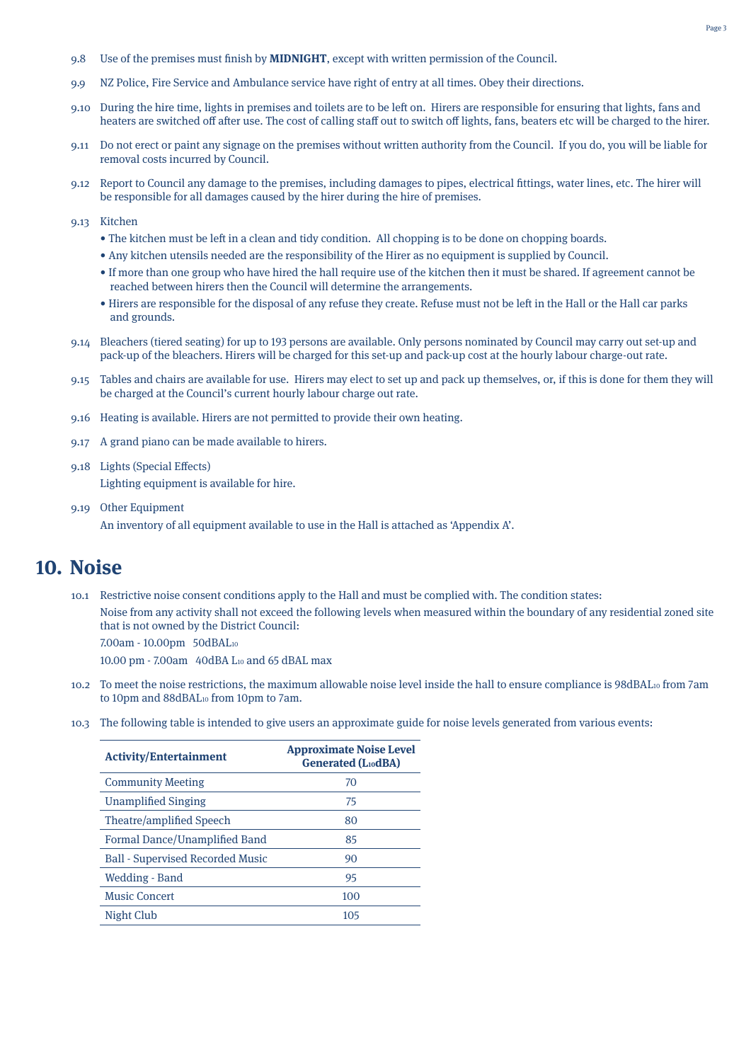9.8 Use of the premises must finish by **MIDNIGHT**, except with written permission of the Council.

9.9 NZ Police, Fire Service and Ambulance service have right of entry at all times. Obey their directions.

9.10 During the hire time, lights in premises and toilets are to be left on. Hirers are responsible for ensuring that lights, fans and heaters are switched off after use. The cost of calling staff out to switch off lights, fans, beaters etc will be charged to the hirer.

9.11 Do not erect or paint any signage on the premises without written authority from the Council. If you do, you will be liable for removal costs incurred by Council.

9.12 Report to Council any damage to the premises, including damages to pipes, electrical fittings, water lines, etc. The hirer will be responsible for all damages caused by the hirer during the hire of premises.

9.13 Kitchen

- The kitchen must be left in a clean and tidy condition. All chopping is to be done on chopping boards.
- Any kitchen utensils needed are the responsibility of the Hirer as no equipment is supplied by Council.
- If more than one group who have hired the hall require use of the kitchen then it must be shared. If agreement cannot be reached between hirers then the Council will determine the arrangements.
- Hirers are responsible for the disposal of any refuse they create. Refuse must not be left in the Hall or the Hall car parks and grounds.

9.14 Bleachers (tiered seating) for up to 193 persons are available. Only persons nominated by Council may carry out set-up and pack-up of the bleachers. Hirers will be charged for this set-up and pack-up cost at the hourly labour charge-out rate.

9.15 Tables and chairs are available for use. Hirers may elect to set up and pack up themselves, or, if this is done for them they will be charged at the Council's current hourly labour charge out rate.

9.16 Heating is available. Hirers are not permitted to provide their own heating.

9.17 A grand piano can be made available to hirers.

9.18 Lights (Special Effects)

Lighting equipment is available for hire.

9.19 Other Equipment

An inventory of all equipment available to use in the Hall is attached as 'Appendix A'.

# 10. Noise

10.1 Restrictive noise consent conditions apply to the Hall and must be complied with. The condition states:

Noise from any activity shall not exceed the following levels when measured within the boundary of any residential zoned site that is not owned by the District Council:

7.00am - 10.00pm 50dBA$L_{10}$

10.00 pm - 7.00am 40dBA $L_{10}$ and 65 dBAL max

10.2 To meet the noise restrictions, the maximum allowable noise level inside the hall to ensure compliance is 98dBA$L_{10}$ from 7am to 10pm and 88dBA$L_{10}$ from 10pm to 7am.

10.3 The following table is intended to give users an approximate guide for noise levels generated from various events:

| Activity/Entertainment | Approximate Noise Level Generated ($L_{10}$dBA) |
|---|---|
| Community Meeting | 70 |
| Unamplified Singing | 75 |
| Theatre/amplified Speech | 80 |
| Formal Dance/Unamplified Band | 85 |
| Ball - Supervised Recorded Music | 90 |
| Wedding - Band | 95 |
| Music Concert | 100 |
| Night Club | 105 |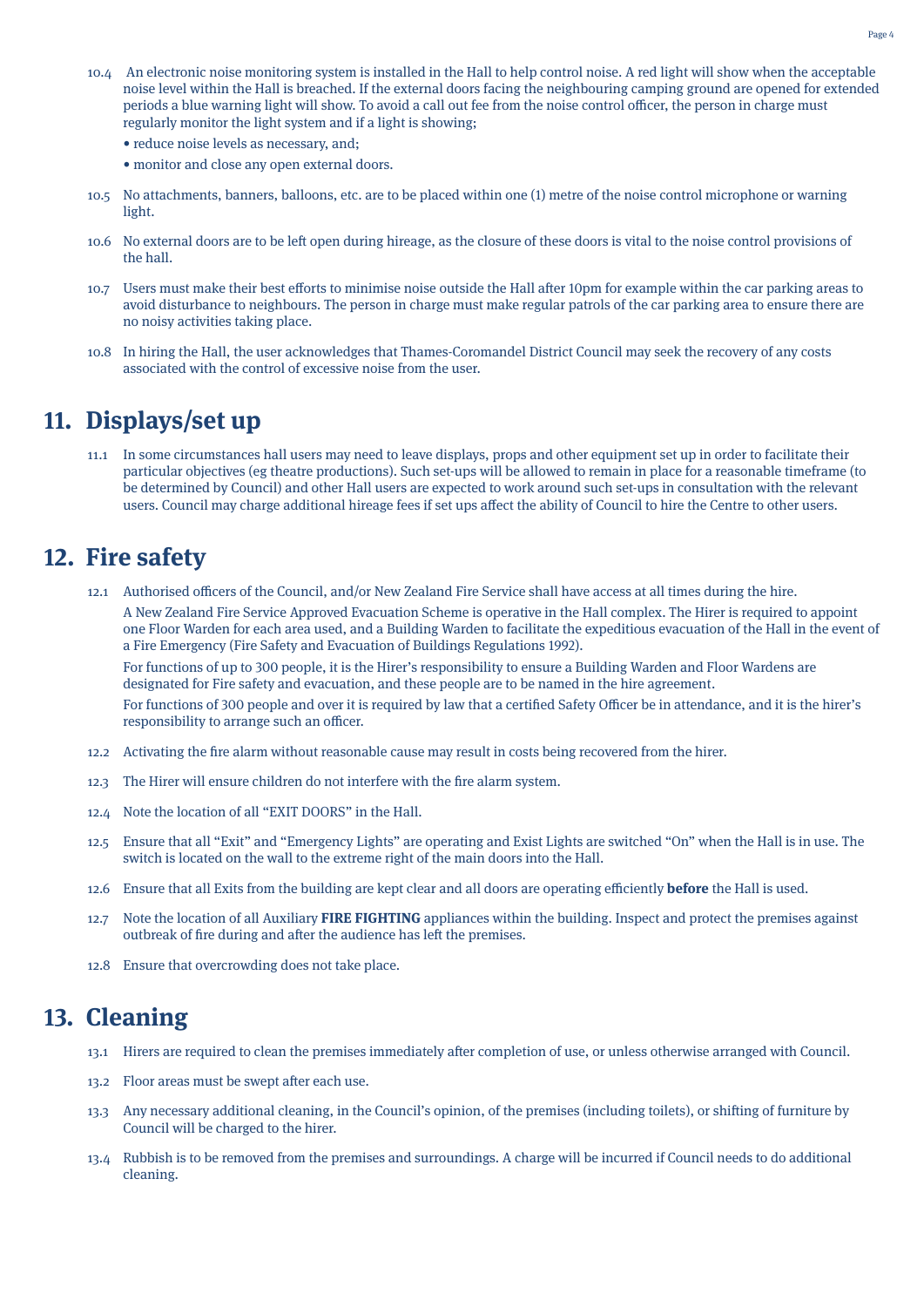10.4 An electronic noise monitoring system is installed in the Hall to help control noise. A red light will show when the acceptable noise level within the Hall is breached. If the external doors facing the neighbouring camping ground are opened for extended periods a blue warning light will show. To avoid a call out fee from the noise control officer, the person in charge must regularly monitor the light system and if a light is showing;

- reduce noise levels as necessary, and;
- monitor and close any open external doors.

10.5 No attachments, banners, balloons, etc. are to be placed within one (1) metre of the noise control microphone or warning light.

10.6 No external doors are to be left open during hireage, as the closure of these doors is vital to the noise control provisions of the hall.

10.7 Users must make their best efforts to minimise noise outside the Hall after 10pm for example within the car parking areas to avoid disturbance to neighbours. The person in charge must make regular patrols of the car parking area to ensure there are no noisy activities taking place.

10.8 In hiring the Hall, the user acknowledges that Thames-Coromandel District Council may seek the recovery of any costs associated with the control of excessive noise from the user.

## 11. Displays/set up

11.1 In some circumstances hall users may need to leave displays, props and other equipment set up in order to facilitate their particular objectives (eg theatre productions). Such set-ups will be allowed to remain in place for a reasonable timeframe (to be determined by Council) and other Hall users are expected to work around such set-ups in consultation with the relevant users. Council may charge additional hireage fees if set ups affect the ability of Council to hire the Centre to other users.

## 12. Fire safety

12.1 Authorised officers of the Council, and/or New Zealand Fire Service shall have access at all times during the hire.

A New Zealand Fire Service Approved Evacuation Scheme is operative in the Hall complex. The Hirer is required to appoint one Floor Warden for each area used, and a Building Warden to facilitate the expeditious evacuation of the Hall in the event of a Fire Emergency (Fire Safety and Evacuation of Buildings Regulations 1992).

For functions of up to 300 people, it is the Hirer's responsibility to ensure a Building Warden and Floor Wardens are designated for Fire safety and evacuation, and these people are to be named in the hire agreement.

For functions of 300 people and over it is required by law that a certified Safety Officer be in attendance, and it is the hirer's responsibility to arrange such an officer.

12.2 Activating the fire alarm without reasonable cause may result in costs being recovered from the hirer.

12.3 The Hirer will ensure children do not interfere with the fire alarm system.

12.4 Note the location of all "EXIT DOORS" in the Hall.

12.5 Ensure that all "Exit" and "Emergency Lights" are operating and Exist Lights are switched "On" when the Hall is in use. The switch is located on the wall to the extreme right of the main doors into the Hall.

12.6 Ensure that all Exits from the building are kept clear and all doors are operating efficiently **before** the Hall is used.

12.7 Note the location of all Auxiliary **FIRE FIGHTING** appliances within the building. Inspect and protect the premises against outbreak of fire during and after the audience has left the premises.

12.8 Ensure that overcrowding does not take place.

## 13. Cleaning

13.1 Hirers are required to clean the premises immediately after completion of use, or unless otherwise arranged with Council.

13.2 Floor areas must be swept after each use.

13.3 Any necessary additional cleaning, in the Council's opinion, of the premises (including toilets), or shifting of furniture by Council will be charged to the hirer.

13.4 Rubbish is to be removed from the premises and surroundings. A charge will be incurred if Council needs to do additional cleaning.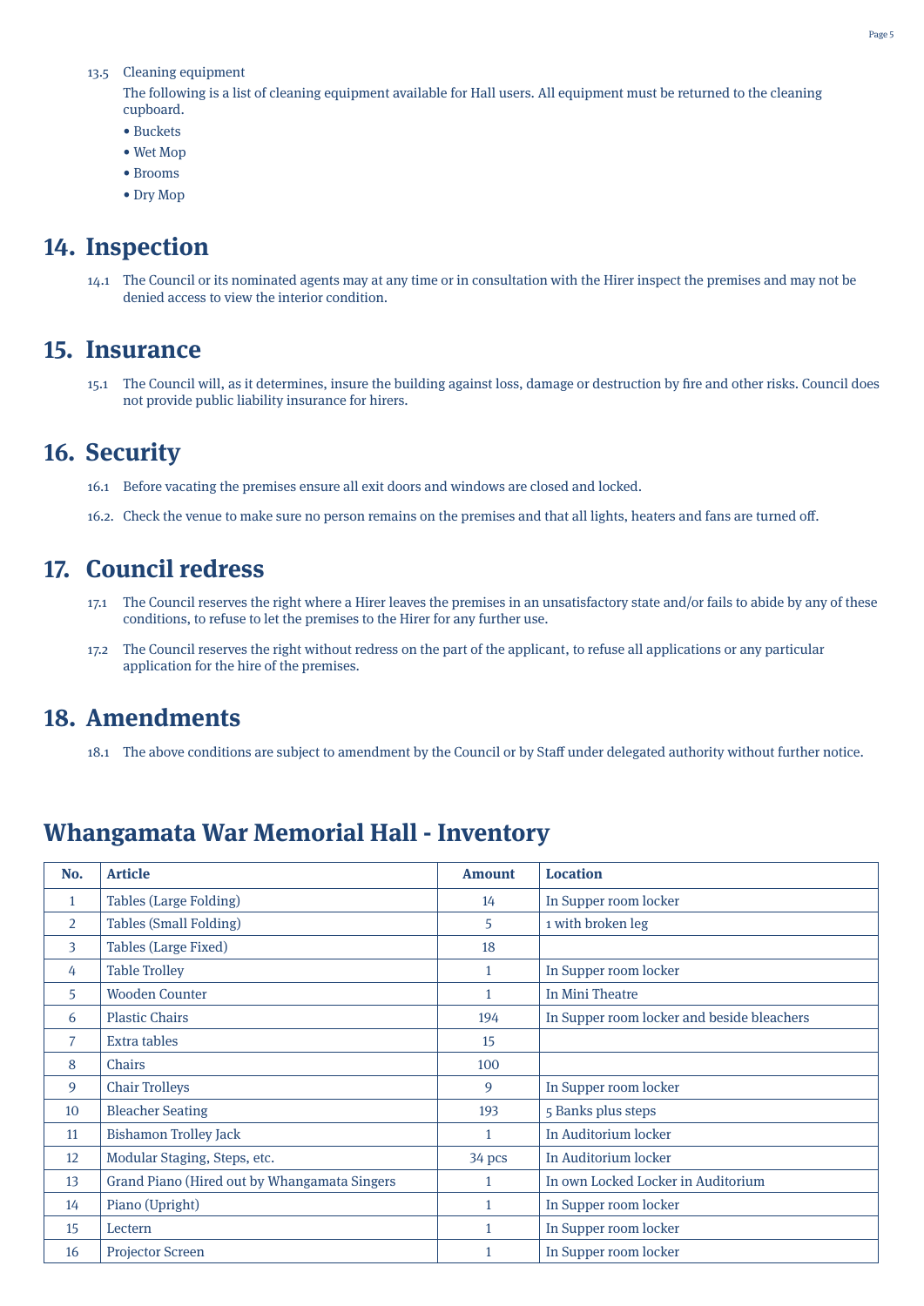13.5 Cleaning equipment

The following is a list of cleaning equipment available for Hall users. All equipment must be returned to the cleaning cupboard.

- Buckets
- Wet Mop
- Brooms
- Dry Mop

## 14. Inspection

14.1 The Council or its nominated agents may at any time or in consultation with the Hirer inspect the premises and may not be denied access to view the interior condition.

## 15. Insurance

15.1 The Council will, as it determines, insure the building against loss, damage or destruction by fire and other risks. Council does not provide public liability insurance for hirers.

## 16. Security

16.1 Before vacating the premises ensure all exit doors and windows are closed and locked.

16.2. Check the venue to make sure no person remains on the premises and that all lights, heaters and fans are turned off.

## 17. Council redress

17.1 The Council reserves the right where a Hirer leaves the premises in an unsatisfactory state and/or fails to abide by any of these conditions, to refuse to let the premises to the Hirer for any further use.

17.2 The Council reserves the right without redress on the part of the applicant, to refuse all applications or any particular application for the hire of the premises.

## 18. Amendments

18.1 The above conditions are subject to amendment by the Council or by Staff under delegated authority without further notice.

# Whangamata War Memorial Hall - Inventory

| No. | Article | Amount | Location |
|---|---|---|---|
| 1 | Tables (Large Folding) | 14 | In Supper room locker |
| 2 | Tables (Small Folding) | 5 | 1 with broken leg |
| 3 | Tables (Large Fixed) | 18 | |
| 4 | Table Trolley | 1 | In Supper room locker |
| 5 | Wooden Counter | 1 | In Mini Theatre |
| 6 | Plastic Chairs | 194 | In Supper room locker and beside bleachers |
| 7 | Extra tables | 15 | |
| 8 | Chairs | 100 | |
| 9 | Chair Trolleys | 9 | In Supper room locker |
| 10 | Bleacher Seating | 193 | 5 Banks plus steps |
| 11 | Bishamon Trolley Jack | 1 | In Auditorium locker |
| 12 | Modular Staging, Steps, etc. | 34 pcs | In Auditorium locker |
| 13 | Grand Piano (Hired out by Whangamata Singers | 1 | In own Locked Locker in Auditorium |
| 14 | Piano (Upright) | 1 | In Supper room locker |
| 15 | Lectern | 1 | In Supper room locker |
| 16 | Projector Screen | 1 | In Supper room locker |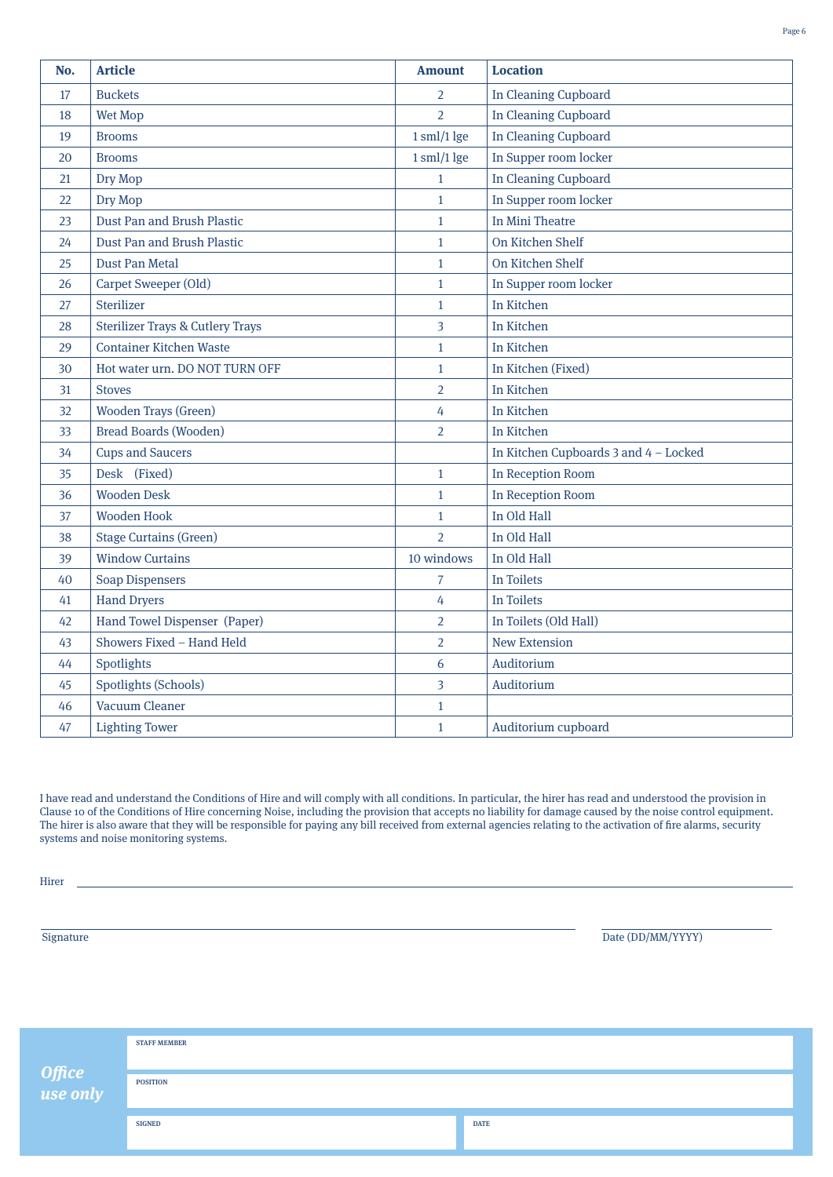| No. | Article | Amount | Location |
|---|---|---|---|
| 17 | Buckets | 2 | In Cleaning Cupboard |
| 18 | Wet Mop | 2 | In Cleaning Cupboard |
| 19 | Brooms | 1 sml/1 lge | In Cleaning Cupboard |
| 20 | Brooms | 1 sml/1 lge | In Supper room locker |
| 21 | Dry Mop | 1 | In Cleaning Cupboard |
| 22 | Dry Mop | 1 | In Supper room locker |
| 23 | Dust Pan and Brush Plastic | 1 | In Mini Theatre |
| 24 | Dust Pan and Brush Plastic | 1 | On Kitchen Shelf |
| 25 | Dust Pan Metal | 1 | On Kitchen Shelf |
| 26 | Carpet Sweeper (Old) | 1 | In Supper room locker |
| 27 | Sterilizer | 1 | In Kitchen |
| 28 | Sterilizer Trays & Cutlery Trays | 3 | In Kitchen |
| 29 | Container Kitchen Waste | 1 | In Kitchen |
| 30 | Hot water urn. DO NOT TURN OFF | 1 | In Kitchen (Fixed) |
| 31 | Stoves | 2 | In Kitchen |
| 32 | Wooden Trays (Green) | 4 | In Kitchen |
| 33 | Bread Boards (Wooden) | 2 | In Kitchen |
| 34 | Cups and Saucers | | In Kitchen Cupboards 3 and 4 – Locked |
| 35 | Desk (Fixed) | 1 | In Reception Room |
| 36 | Wooden Desk | 1 | In Reception Room |
| 37 | Wooden Hook | 1 | In Old Hall |
| 38 | Stage Curtains (Green) | 2 | In Old Hall |
| 39 | Window Curtains | 10 windows | In Old Hall |
| 40 | Soap Dispensers | 7 | In Toilets |
| 41 | Hand Dryers | 4 | In Toilets |
| 42 | Hand Towel Dispenser (Paper) | 2 | In Toilets (Old Hall) |
| 43 | Showers Fixed – Hand Held | 2 | New Extension |
| 44 | Spotlights | 6 | Auditorium |
| 45 | Spotlights (Schools) | 3 | Auditorium |
| 46 | Vacuum Cleaner | 1 | |
| 47 | Lighting Tower | 1 | Auditorium cupboard |

I have read and understand the Conditions of Hire and will comply with all conditions. In particular, the hirer has read and understood the provision in Clause 10 of the Conditions of Hire concerning Noise, including the provision that accepts no liability for damage caused by the noise control equipment. The hirer is also aware that they will be responsible for paying any bill received from external agencies relating to the activation of fire alarms, security systems and noise monitoring systems.

Hirer ______________________________

Signature ______________________________ Date (DD/MM/YYYY) ______________

*Office use only*

STAFF MEMBER

POSITION

SIGNED

DATE